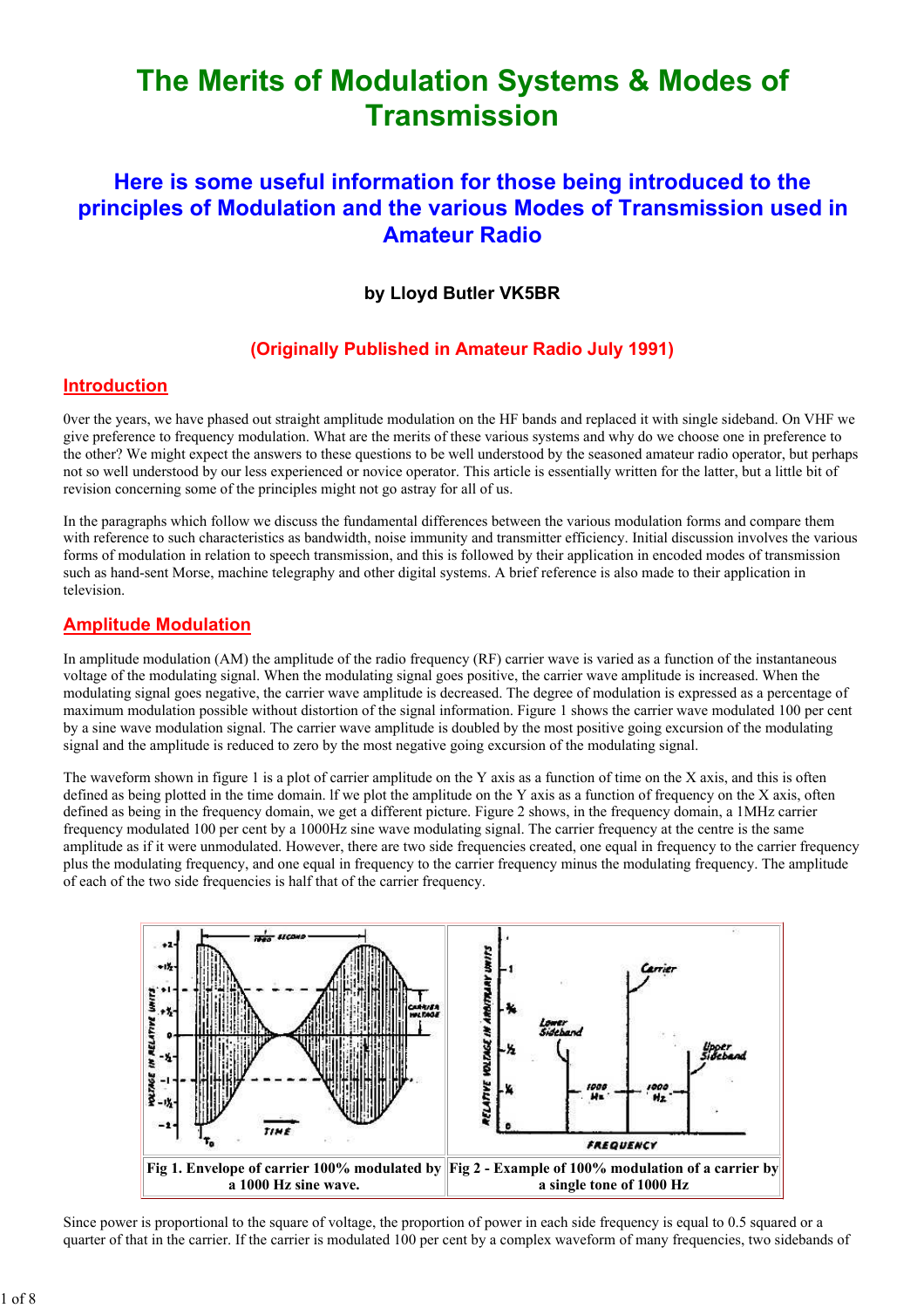# The Merits of Modulation Systems & Modes of Transmission

## Here is some useful information for those being introduced to the principles of Modulation and the various Modes of Transmission used in Amateur Radio

**by Lloyd Butler VK5BR**

**(Originally Published in Amateur Radio July 1991)**

## Introduction

0ver the years, we have phased out straight amplitude modulation on the HF bands and replaced it with single sideband. On VHF we give preference to frequency modulation. What are the merits of these various systems and why do we choose one in preference to the other? We might expect the answers to these questions to be well understood by the seasoned amateur radio operator, but perhaps not so well understood by our less experienced or novice operator. This article is essentially written for the latter, but a little bit of revision concerning some of the principles might not go astray for all of us.

In the paragraphs which follow we discuss the fundamental differences between the various modulation forms and compare them with reference to such characteristics as bandwidth, noise immunity and transmitter efficiency. Initial discussion involves the various forms of modulation in relation to speech transmission, and this is followed by their application in encoded modes of transmission such as hand-sent Morse, machine telegraphy and other digital systems. A brief reference is also made to their application in television.

## Amplitude Modulation

In amplitude modulation (AM) the amplitude of the radio frequency (RF) carrier wave is varied as a function of the instantaneous voltage of the modulating signal. When the modulating signal goes positive, the carrier wave amplitude is increased. When the modulating signal goes negative, the carrier wave amplitude is decreased. The degree of modulation is expressed as a percentage of maximum modulation possible without distortion of the signal information. Figure 1 shows the carrier wave modulated 100 per cent by a sine wave modulation signal. The carrier wave amplitude is doubled by the most positive going excursion of the modulating signal and the amplitude is reduced to zero by the most negative going excursion of the modulating signal.

The waveform shown in figure 1 is a plot of carrier amplitude on the Y axis as a function of time on the X axis, and this is often defined as being plotted in the time domain. If we plot the amplitude on the Y axis as a function of frequency on the X axis, often defined as being in the frequency domain, we get a different picture. Figure 2 shows, in the frequency domain, a 1MHz carrier frequency modulated 100 per cent by a 1000Hz sine wave modulating signal. The carrier frequency at the centre is the same amplitude as if it were unmodulated. However, there are two side frequencies created, one equal in frequency to the carrier frequency plus the modulating frequency, and one equal in frequency to the carrier frequency minus the modulating frequency. The amplitude of each of the two side frequencies is half that of the carrier frequency.

| Fig 1. Envelope of carrier 100% modulated by a 1000 Hz sine wave. | Fig 2 - Example of 100% modulation of a carrier by a single tone of 1000 Hz |
|---|---|

Since power is proportional to the square of voltage, the proportion of power in each side frequency is equal to 0.5 squared or a quarter of that in the carrier. If the carrier is modulated 100 per cent by a complex waveform of many frequencies, two sidebands of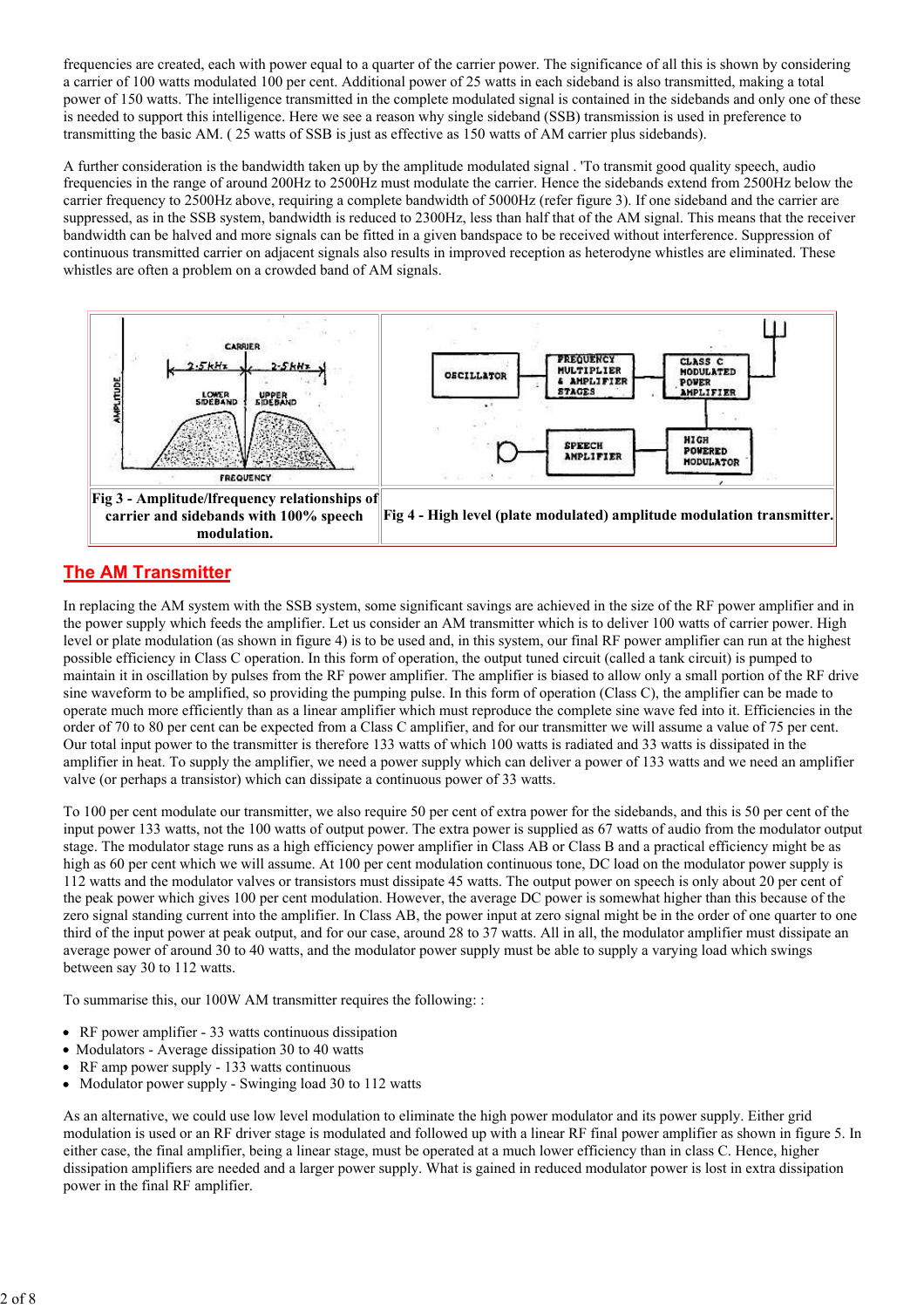frequencies are created, each with power equal to a quarter of the carrier power. The significance of all this is shown by considering a carrier of 100 watts modulated 100 per cent. Additional power of 25 watts in each sideband is also transmitted, making a total power of 150 watts. The intelligence transmitted in the complete modulated signal is contained in the sidebands and only one of these is needed to support this intelligence. Here we see a reason why single sideband (SSB) transmission is used in preference to transmitting the basic AM. ( 25 watts of SSB is just as effective as 150 watts of AM carrier plus sidebands).

A further consideration is the bandwidth taken up by the amplitude modulated signal . 'To transmit good quality speech, audio frequencies in the range of around 200Hz to 2500Hz must modulate the carrier. Hence the sidebands extend from 2500Hz below the carrier frequency to 2500Hz above, requiring a complete bandwidth of 5000Hz (refer figure 3). If one sideband and the carrier are suppressed, as in the SSB system, bandwidth is reduced to 2300Hz, less than half that of the AM signal. This means that the receiver bandwidth can be halved and more signals can be fitted in a given bandspace to be received without interference. Suppression of continuous transmitted carrier on adjacent signals also results in improved reception as heterodyne whistles are eliminated. These whistles are often a problem on a crowded band of AM signals.

| Fig 3 - Amplitude/lfrequency relationships of carrier and sidebands with 100% speech modulation. | Fig 4 - High level (plate modulated) amplitude modulation transmitter. |
| --- | --- |

## The AM Transmitter

In replacing the AM system with the SSB system, some significant savings are achieved in the size of the RF power amplifier and in the power supply which feeds the amplifier. Let us consider an AM transmitter which is to deliver 100 watts of carrier power. High level or plate modulation (as shown in figure 4) is to be used and, in this system, our final RF power amplifier can run at the highest possible efficiency in Class C operation. In this form of operation, the output tuned circuit (called a tank circuit) is pumped to maintain it in oscillation by pulses from the RF power amplifier. The amplifier is biased to allow only a small portion of the RF drive sine waveform to be amplified, so providing the pumping pulse. In this form of operation (Class C), the amplifier can be made to operate much more efficiently than as a linear amplifier which must reproduce the complete sine wave fed into it. Efficiencies in the order of 70 to 80 per cent can be expected from a Class C amplifier, and for our transmitter we will assume a value of 75 per cent. Our total input power to the transmitter is therefore 133 watts of which 100 watts is radiated and 33 watts is dissipated in the amplifier in heat. To supply the amplifier, we need a power supply which can deliver a power of 133 watts and we need an amplifier valve (or perhaps a transistor) which can dissipate a continuous power of 33 watts.

To 100 per cent modulate our transmitter, we also require 50 per cent of extra power for the sidebands, and this is 50 per cent of the input power 133 watts, not the 100 watts of output power. The extra power is supplied as 67 watts of audio from the modulator output stage. The modulator stage runs as a high efficiency power amplifier in Class AB or Class B and a practical efficiency might be as high as 60 per cent which we will assume. At 100 per cent modulation continuous tone, DC load on the modulator power supply is 112 watts and the modulator valves or transistors must dissipate 45 watts. The output power on speech is only about 20 per cent of the peak power which gives 100 per cent modulation. However, the average DC power is somewhat higher than this because of the zero signal standing current into the amplifier. In Class AB, the power input at zero signal might be in the order of one quarter to one third of the input power at peak output, and for our case, around 28 to 37 watts. All in all, the modulator amplifier must dissipate an average power of around 30 to 40 watts, and the modulator power supply must be able to supply a varying load which swings between say 30 to 112 watts.

To summarise this, our 100W AM transmitter requires the following: :

- RF power amplifier - 33 watts continuous dissipation
- Modulators - Average dissipation 30 to 40 watts
- RF amp power supply - 133 watts continuous
- Modulator power supply - Swinging load 30 to 112 watts

As an alternative, we could use low level modulation to eliminate the high power modulator and its power supply. Either grid modulation is used or an RF driver stage is modulated and followed up with a linear RF final power amplifier as shown in figure 5. In either case, the final amplifier, being a linear stage, must be operated at a much lower efficiency than in class C. Hence, higher dissipation amplifiers are needed and a larger power supply. What is gained in reduced modulator power is lost in extra dissipation power in the final RF amplifier.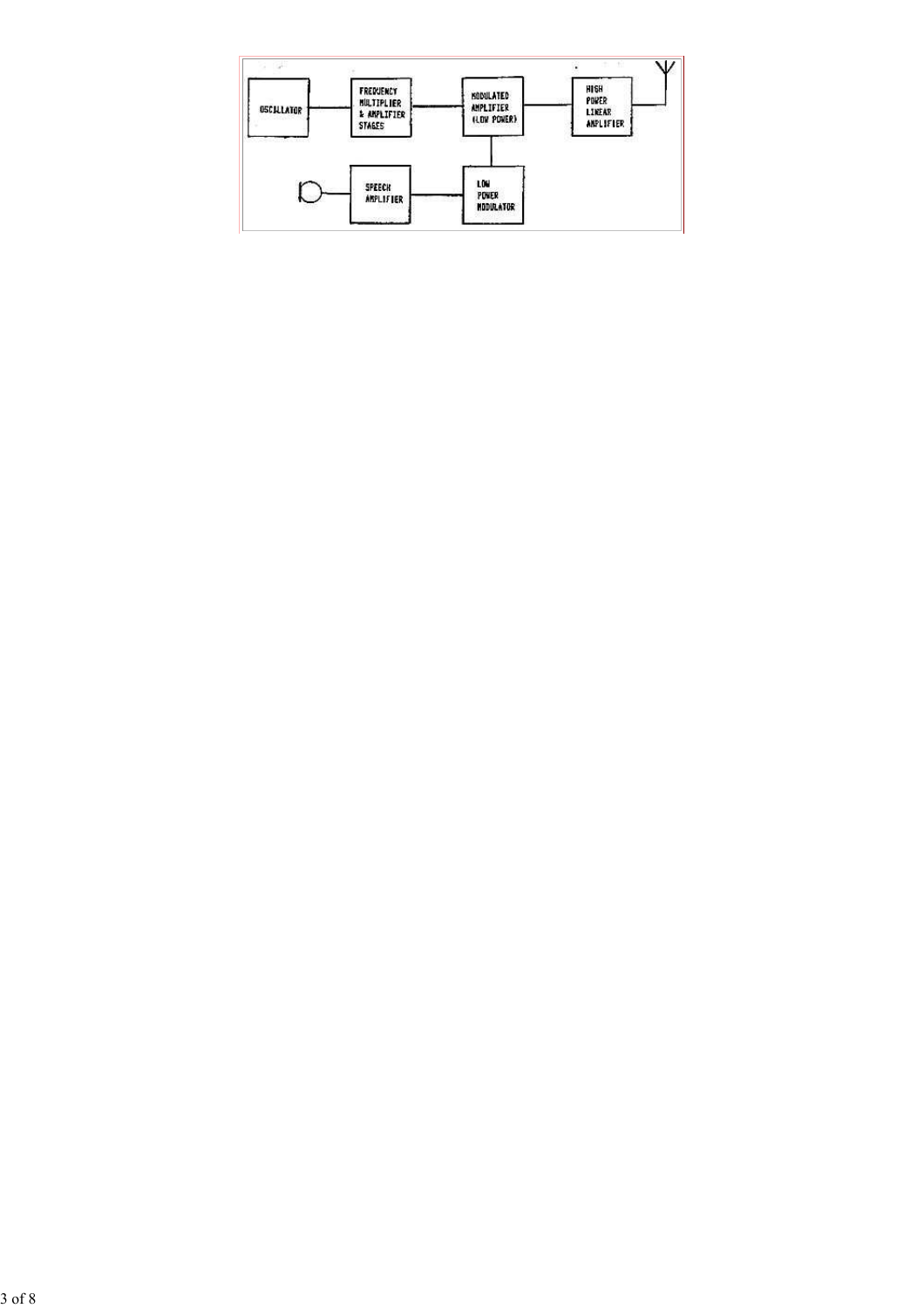OSCILLATOR

FREQUENCY MULTIPLIER & AMPLIFIER STAGES

MODULATED AMPLIFIER (LOW POWER)

HIGH POWER LINEAR AMPLIFIER

SPEECH AMPLIFIER

LOW POWER MODULATOR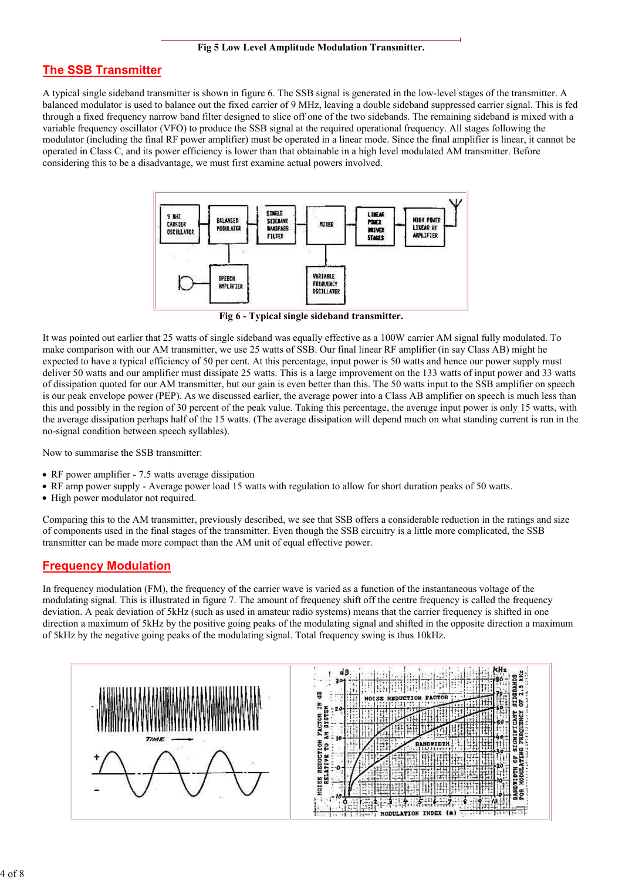Fig 5 Low Level Amplitude Modulation Transmitter.

## The SSB Transmitter

A typical single sideband transmitter is shown in figure 6. The SSB signal is generated in the low-level stages of the transmitter. A balanced modulator is used to balance out the fixed carrier of 9 MHz, leaving a double sideband suppressed carrier signal. This is fed through a fixed frequency narrow band filter designed to slice off one of the two sidebands. The remaining sideband is mixed with a variable frequency oscillator (VFO) to produce the SSB signal at the required operational frequency. All stages following the modulator (including the final RF power amplifier) must be operated in a linear mode. Since the final amplifier is linear, it cannot be operated in Class C, and its power efficiency is lower than that obtainable in a high level modulated AM transmitter. Before considering this to be a disadvantage, we must first examine actual powers involved.

Fig 6 - Typical single sideband transmitter.

It was pointed out earlier that 25 watts of single sideband was equally effective as a 100W carrier AM signal fully modulated. To make comparison with our AM transmitter, we use 25 watts of SSB. Our final linear RF amplifier (in say Class AB) might he expected to have a typical efficiency of 50 per cent. At this percentage, input power is 50 watts and hence our power supply must deliver 50 watts and our amplifier must dissipate 25 watts. This is a large improvement on the 133 watts of input power and 33 watts of dissipation quoted for our AM transmitter, but our gain is even better than this. The 50 watts input to the SSB amplifier on speech is our peak envelope power (PEP). As we discussed earlier, the average power into a Class AB amplifier on speech is much less than this and possibly in the region of 30 percent of the peak value. Taking this percentage, the average input power is only 15 watts, with the average dissipation perhaps half of the 15 watts. (The average dissipation will depend much on what standing current is run in the no-signal condition between speech syllables).

Now to summarise the SSB transmitter:

- RF power amplifier - 7.5 watts average dissipation
- RF amp power supply - Average power load 15 watts with regulation to allow for short duration peaks of 50 watts.
- High power modulator not required.

Comparing this to the AM transmitter, previously described, we see that SSB offers a considerable reduction in the ratings and size of components used in the final stages of the transmitter. Even though the SSB circuitry is a little more complicated, the SSB transmitter can be made more compact than the AM unit of equal effective power.

## Frequency Modulation

In frequency modulation (FM), the frequency of the carrier wave is varied as a function of the instantaneous voltage of the modulating signal. This is illustrated in figure 7. The amount of frequeney shift off the centre frequency is called the frequency deviation. A peak deviation of 5kHz (such as used in amateur radio systems) means that the carrier frequency is shifted in one direction a maximum of 5kHz by the positive going peaks of the modulating signal and shifted in the opposite direction a maximum of 5kHz by the negative going peaks of the modulating signal. Total frequency swing is thus 10kHz.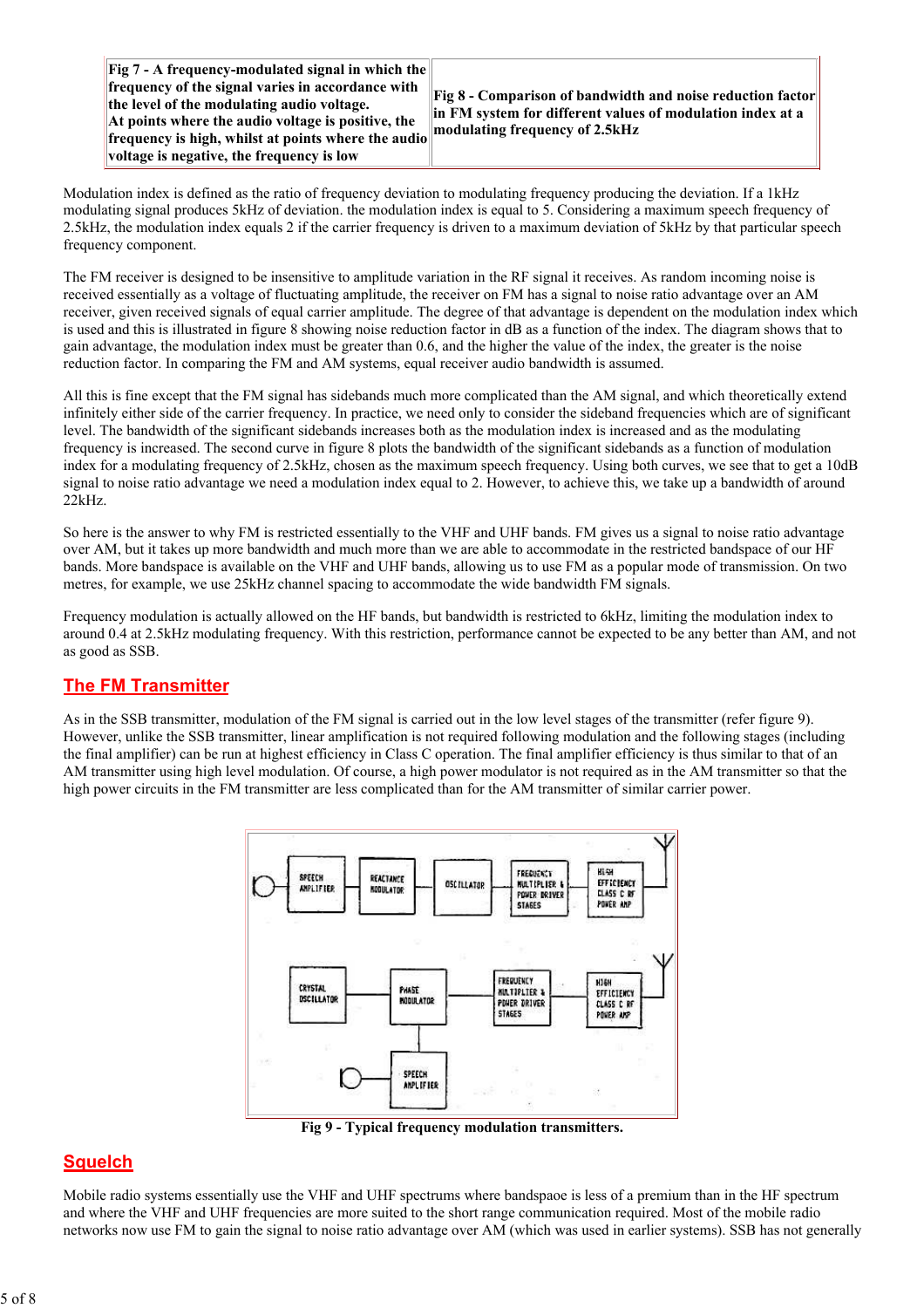| Fig 7 - A frequency-modulated signal in which the frequency of the signal varies in accordance with the level of the modulating audio voltage. At points where the audio voltage is positive, the frequency is high, whilst at points where the audio voltage is negative, the frequency is low | Fig 8 - Comparison of bandwidth and noise reduction factor in FM system for different values of modulation index at a modulating frequency of 2.5kHz |
|---|---|

Modulation index is defined as the ratio of frequency deviation to modulating frequency producing the deviation. If a 1kHz modulating signal produces 5kHz of deviation. the modulation index is equal to 5. Considering a maximum speech frequency of 2.5kHz, the modulation index equals 2 if the carrier frequency is driven to a maximum deviation of 5kHz by that particular speech frequency component.

The FM receiver is designed to be insensitive to amplitude variation in the RF signal it receives. As random incoming noise is received essentially as a voltage of fluctuating amplitude, the receiver on FM has a signal to noise ratio advantage over an AM receiver, given received signals of equal carrier amplitude. The degree of that advantage is dependent on the modulation index which is used and this is illustrated in figure 8 showing noise reduction factor in dB as a function of the index. The diagram shows that to gain advantage, the modulation index must be greater than 0.6, and the higher the value of the index, the greater is the noise reduction factor. In comparing the FM and AM systems, equal receiver audio bandwidth is assumed.

All this is fine except that the FM signal has sidebands much more complicated than the AM signal, and which theoretically extend infinitely either side of the carrier frequency. In practice, we need only to consider the sideband frequencies which are of significant level. The bandwidth of the significant sidebands increases both as the modulation index is increased and as the modulating frequency is increased. The second curve in figure 8 plots the bandwidth of the significant sidebands as a function of modulation index for a modulating frequency of 2.5kHz, chosen as the maximum speech frequency. Using both curves, we see that to get a 10dB signal to noise ratio advantage we need a modulation index equal to 2. However, to achieve this, we take up a bandwidth of around 22kHz.

So here is the answer to why FM is restricted essentially to the VHF and UHF bands. FM gives us a signal to noise ratio advantage over AM, but it takes up more bandwidth and much more than we are able to accommodate in the restricted bandspace of our HF bands. More bandspace is available on the VHF and UHF bands, allowing us to use FM as a popular mode of transmission. On two metres, for example, we use 25kHz channel spacing to accommodate the wide bandwidth FM signals.

Frequency modulation is actually allowed on the HF bands, but bandwidth is restricted to 6kHz, limiting the modulation index to around 0.4 at 2.5kHz modulating frequency. With this restriction, performance cannot be expected to be any better than AM, and not as good as SSB.

## The FM Transmitter

As in the SSB transmitter, modulation of the FM signal is carried out in the low level stages of the transmitter (refer figure 9). However, unlike the SSB transmitter, linear amplification is not required following modulation and the following stages (including the final amplifier) can be run at highest efficiency in Class C operation. The final amplifier efficiency is thus similar to that of an AM transmitter using high level modulation. Of course, a high power modulator is not required as in the AM transmitter so that the high power circuits in the FM transmitter are less complicated than for the AM transmitter of similar carrier power.

Fig 9 - Typical frequency modulation transmitters.

## Squelch

Mobile radio systems essentially use the VHF and UHF spectrums where bandspace is less of a premium than in the HF spectrum and where the VHF and UHF frequencies are more suited to the short range communication required. Most of the mobile radio networks now use FM to gain the signal to noise ratio advantage over AM (which was used in earlier systems). SSB has not generally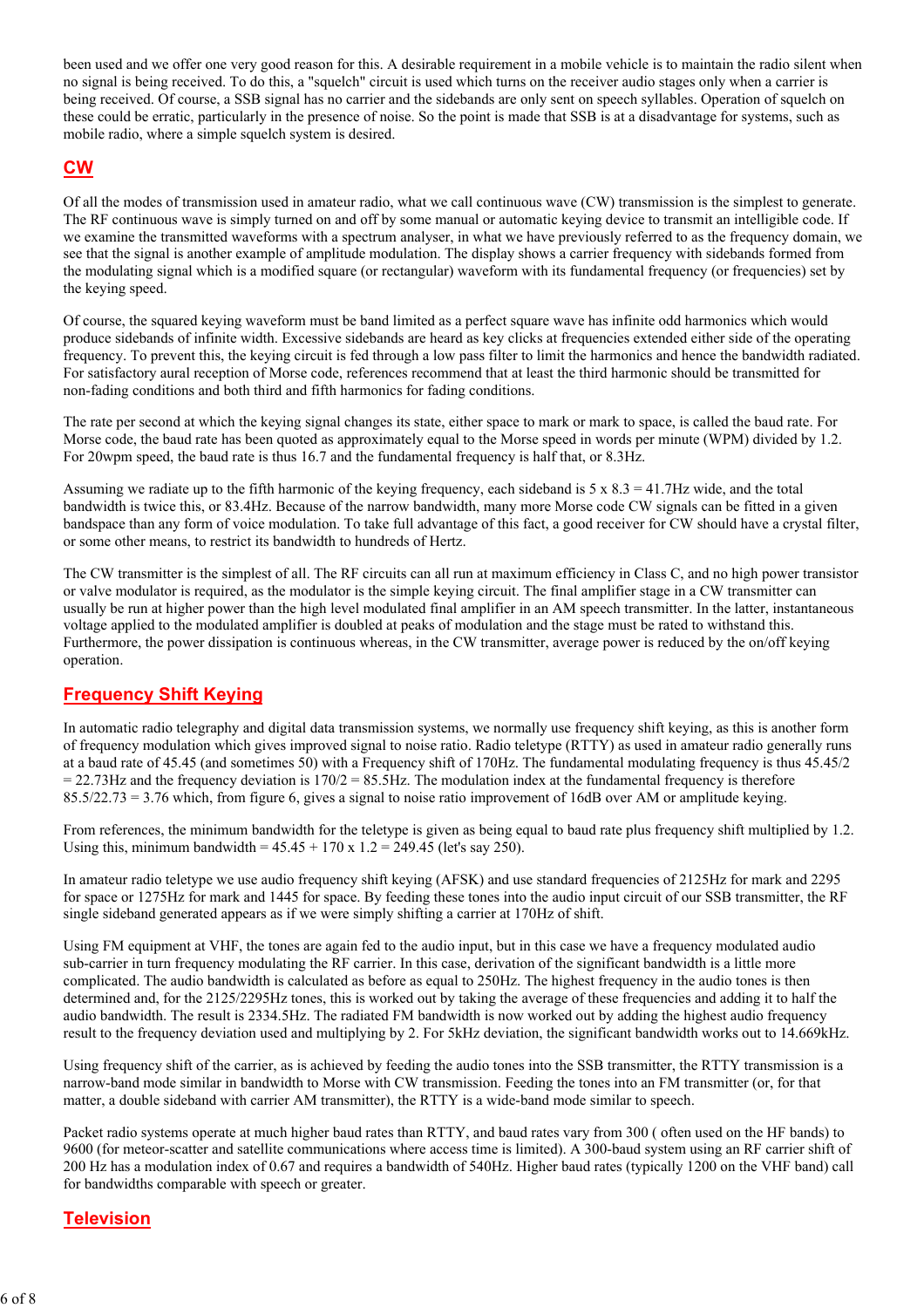been used and we offer one very good reason for this. A desirable requirement in a mobile vehicle is to maintain the radio silent when no signal is being received. To do this, a "squelch" circuit is used which turns on the receiver audio stages only when a carrier is being received. Of course, a SSB signal has no carrier and the sidebands are only sent on speech syllables. Operation of squelch on these could be erratic, particularly in the presence of noise. So the point is made that SSB is at a disadvantage for systems, such as mobile radio, where a simple squelch system is desired.

## CW

Of all the modes of transmission used in amateur radio, what we call continuous wave (CW) transmission is the simplest to generate. The RF continuous wave is simply turned on and off by some manual or automatic keying device to transmit an intelligible code. If we examine the transmitted waveforms with a spectrum analyser, in what we have previously referred to as the frequency domain, we see that the signal is another example of amplitude modulation. The display shows a carrier frequency with sidebands formed from the modulating signal which is a modified square (or rectangular) waveform with its fundamental frequency (or frequencies) set by the keying speed.

Of course, the squared keying waveform must be band limited as a perfect square wave has infinite odd harmonics which would produce sidebands of infinite width. Excessive sidebands are heard as key clicks at frequencies extended either side of the operating frequency. To prevent this, the keying circuit is fed through a low pass filter to limit the harmonics and hence the bandwidth radiated. For satisfactory aural reception of Morse code, references recommend that at least the third harmonic should be transmitted for non-fading conditions and both third and fifth harmonics for fading conditions.

The rate per second at which the keying signal changes its state, either space to mark or mark to space, is called the baud rate. For Morse code, the baud rate has been quoted as approximately equal to the Morse speed in words per minute (WPM) divided by 1.2. For 20wpm speed, the baud rate is thus 16.7 and the fundamental frequency is half that, or 8.3Hz.

Assuming we radiate up to the fifth harmonic of the keying frequency, each sideband is 5 x 8.3 = 41.7Hz wide, and the total bandwidth is twice this, or 83.4Hz. Because of the narrow bandwidth, many more Morse code CW signals can be fitted in a given bandspace than any form of voice modulation. To take full advantage of this fact, a good receiver for CW should have a crystal filter, or some other means, to restrict its bandwidth to hundreds of Hertz.

The CW transmitter is the simplest of all. The RF circuits can all run at maximum efficiency in Class C, and no high power transistor or valve modulator is required, as the modulator is the simple keying circuit. The final amplifier stage in a CW transmitter can usually be run at higher power than the high level modulated final amplifier in an AM speech transmitter. In the latter, instantaneous voltage applied to the modulated amplifier is doubled at peaks of modulation and the stage must be rated to withstand this. Furthermore, the power dissipation is continuous whereas, in the CW transmitter, average power is reduced by the on/off keying operation.

## Frequency Shift Keying

In automatic radio telegraphy and digital data transmission systems, we normally use frequency shift keying, as this is another form of frequency modulation which gives improved signal to noise ratio. Radio teletype (RTTY) as used in amateur radio generally runs at a baud rate of 45.45 (and sometimes 50) with a Frequency shift of 170Hz. The fundamental modulating frequency is thus 45.45/2 = 22.73Hz and the frequency deviation is 170/2 = 85.5Hz. The modulation index at the fundamental frequency is therefore 85.5/22.73 = 3.76 which, from figure 6, gives a signal to noise ratio improvement of 16dB over AM or amplitude keying.

From references, the minimum bandwidth for the teletype is given as being equal to baud rate plus frequency shift multiplied by 1.2. Using this, minimum bandwidth = 45.45 + 170 x 1.2 = 249.45 (let's say 250).

In amateur radio teletype we use audio frequency shift keying (AFSK) and use standard frequencies of 2125Hz for mark and 2295 for space or 1275Hz for mark and 1445 for space. By feeding these tones into the audio input circuit of our SSB transmitter, the RF single sideband generated appears as if we were simply shifting a carrier at 170Hz of shift.

Using FM equipment at VHF, the tones are again fed to the audio input, but in this case we have a frequency modulated audio sub-carrier in turn frequency modulating the RF carrier. In this case, derivation of the significant bandwidth is a little more complicated. The audio bandwidth is calculated as before as equal to 250Hz. The highest frequency in the audio tones is then determined and, for the 2125/2295Hz tones, this is worked out by taking the average of these frequencies and adding it to half the audio bandwidth. The result is 2334.5Hz. The radiated FM bandwidth is now worked out by adding the highest audio frequency result to the frequency deviation used and multiplying by 2. For 5kHz deviation, the significant bandwidth works out to 14.669kHz.

Using frequency shift of the carrier, as is achieved by feeding the audio tones into the SSB transmitter, the RTTY transmission is a narrow-band mode similar in bandwidth to Morse with CW transmission. Feeding the tones into an FM transmitter (or, for that matter, a double sideband with carrier AM transmitter), the RTTY is a wide-band mode similar to speech.

Packet radio systems operate at much higher baud rates than RTTY, and baud rates vary from 300 ( often used on the HF bands) to 9600 (for meteor-scatter and satellite communications where access time is limited). A 300-baud system using an RF carrier shift of 200 Hz has a modulation index of 0.67 and requires a bandwidth of 540Hz. Higher baud rates (typically 1200 on the VHF band) call for bandwidths comparable with speech or greater.

## Television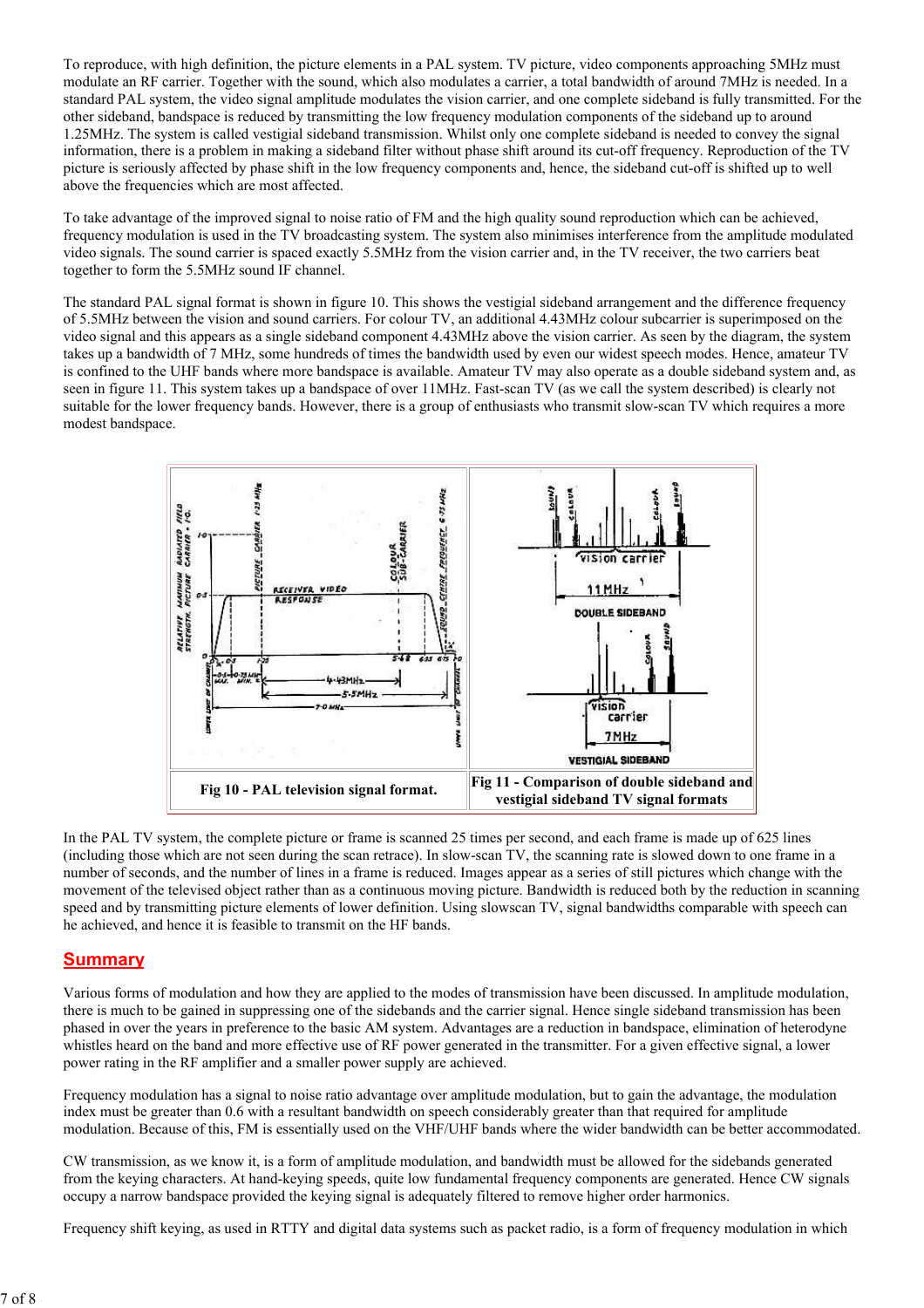To reproduce, with high definition, the picture elements in a PAL system. TV picture, video components approaching 5MHz must modulate an RF carrier. Together with the sound, which also modulates a carrier, a total bandwidth of around 7MHz is needed. In a standard PAL system, the video signal amplitude modulates the vision carrier, and one complete sideband is fully transmitted. For the other sideband, bandspace is reduced by transmitting the low frequency modulation components of the sideband up to around 1.25MHz. The system is called vestigial sideband transmission. Whilst only one complete sideband is needed to convey the signal information, there is a problem in making a sideband filter without phase shift around its cut-off frequency. Reproduction of the TV picture is seriously affected by phase shift in the low frequency components and, hence, the sideband cut-off is shifted up to well above the frequencies which are most affected.

To take advantage of the improved signal to noise ratio of FM and the high quality sound reproduction which can be achieved, frequency modulation is used in the TV broadcasting system. The system also minimises interference from the amplitude modulated video signals. The sound carrier is spaced exactly 5.5MHz from the vision carrier and, in the TV receiver, the two carriers beat together to form the 5.5MHz sound IF channel.

The standard PAL signal format is shown in figure 10. This shows the vestigial sideband arrangement and the difference frequency of 5.5MHz between the vision and sound carriers. For colour TV, an additional 4.43MHz colour subcarrier is superimposed on the video signal and this appears as a single sideband component 4.43MHz above the vision carrier. As seen by the diagram, the system takes up a bandwidth of 7 MHz, some hundreds of times the bandwidth used by even our widest speech modes. Hence, amateur TV is confined to the UHF bands where more bandspace is available. Amateur TV may also operate as a double sideband system and, as seen in figure 11. This system takes up a bandspace of over 11MHz. Fast-scan TV (as we call the system described) is clearly not suitable for the lower frequency bands. However, there is a group of enthusiasts who transmit slow-scan TV which requires a more modest bandspace.

| Fig 10 - PAL television signal format. | Fig 11 - Comparison of double sideband and vestigial sideband TV signal formats |
| --- | --- |

In the PAL TV system, the complete picture or frame is scanned 25 times per second, and each frame is made up of 625 lines (including those which are not seen during the scan retrace). In slow-scan TV, the scanning rate is slowed down to one frame in a number of seconds, and the number of lines in a frame is reduced. Images appear as a series of still pictures which change with the movement of the televised object rather than as a continuous moving picture. Bandwidth is reduced both by the reduction in scanning speed and by transmitting picture elements of lower definition. Using slowscan TV, signal bandwidths comparable with speech can he achieved, and hence it is feasible to transmit on the HF bands.

## Summary

Various forms of modulation and how they are applied to the modes of transmission have been discussed. In amplitude modulation, there is much to be gained in suppressing one of the sidebands and the carrier signal. Hence single sideband transmission has been phased in over the years in preference to the basic AM system. Advantages are a reduction in bandspace, elimination of heterodyne whistles heard on the band and more effective use of RF power generated in the transmitter. For a given effective signal, a lower power rating in the RF amplifier and a smaller power supply are achieved.

Frequency modulation has a signal to noise ratio advantage over amplitude modulation, but to gain the advantage, the modulation index must be greater than 0.6 with a resultant bandwidth on speech considerably greater than that required for amplitude modulation. Because of this, FM is essentially used on the VHF/UHF bands where the wider bandwidth can be better accommodated.

CW transmission, as we know it, is a form of amplitude modulation, and bandwidth must be allowed for the sidebands generated from the keying characters. At hand-keying speeds, quite low fundamental frequency components are generated. Hence CW signals occupy a narrow bandspace provided the keying signal is adequately filtered to remove higher order harmonics.

Frequency shift keying, as used in RTTY and digital data systems such as packet radio, is a form of frequency modulation in which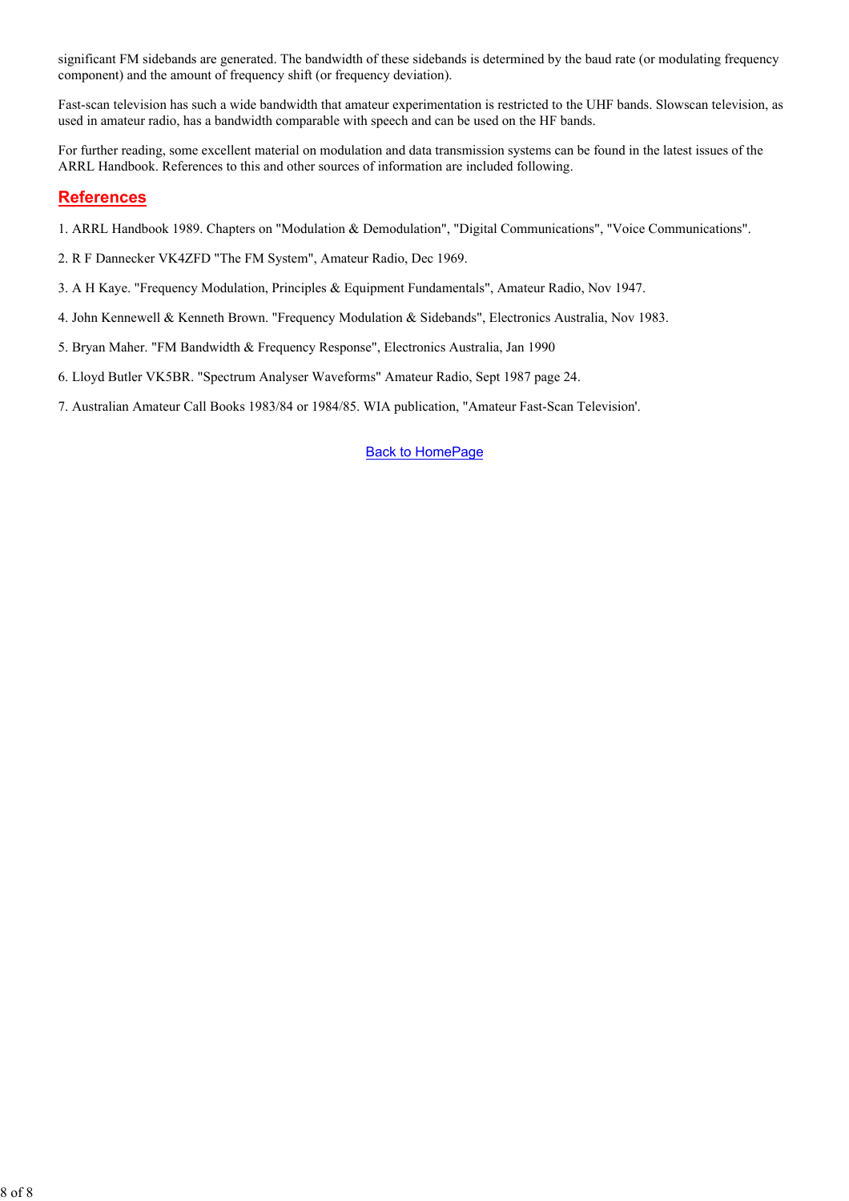significant FM sidebands are generated. The bandwidth of these sidebands is determined by the baud rate (or modulating frequency component) and the amount of frequency shift (or frequency deviation).

Fast-scan television has such a wide bandwidth that amateur experimentation is restricted to the UHF bands. Slowscan television, as used in amateur radio, has a bandwidth comparable with speech and can be used on the HF bands.

For further reading, some excellent material on modulation and data transmission systems can be found in the latest issues of the ARRL Handbook. References to this and other sources of information are included following.

## References

1. ARRL Handbook 1989. Chapters on "Modulation & Demodulation", "Digital Communications", "Voice Communications".

2. R F Dannecker VK4ZFD "The FM System", Amateur Radio, Dec 1969.

3. A H Kaye. "Frequency Modulation, Principles & Equipment Fundamentals", Amateur Radio, Nov 1947.

4. John Kennewell & Kenneth Brown. "Frequency Modulation & Sidebands", Electronics Australia, Nov 1983.

5. Bryan Maher. "FM Bandwidth & Frequency Response", Electronics Australia, Jan 1990

6. Lloyd Butler VK5BR. "Spectrum Analyser Waveforms" Amateur Radio, Sept 1987 page 24.

7. Australian Amateur Call Books 1983/84 or 1984/85. WIA publication, "Amateur Fast-Scan Television'.

Back to HomePage